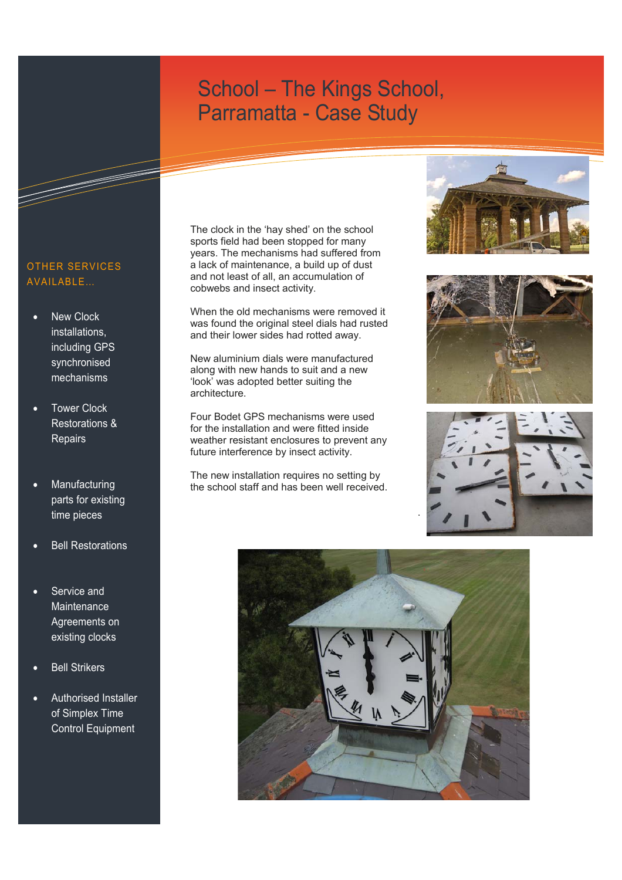# School – The Kings School, Parramatta - Case Study

The clock in the 'hay shed' on the school sports field had been stopped for many years. The mechanisms had suffered from a lack of maintenance, a build up of dust and not least of all, an accumulation of cobwebs and insect activity.

When the old mechanisms were removed it was found the original steel dials had rusted and their lower sides had rotted away.

New aluminium dials were manufactured along with new hands to suit and a new 'look' was adopted better suiting the architecture.

Four Bodet GPS mechanisms were used for the installation and were fitted inside weather resistant enclosures to prevent any future interference by insect activity.

The new installation requires no setting by the school staff and has been well received.

## OTHER SERVICES AVAILABLE...

- New Clock installations, including GPS synchronised mechanisms
- Tower Clock Restorations & Repairs
- Manufacturing parts for existing time pieces
- Bell Restorations
- Service and Maintenance Agreements on existing clocks
- Bell Strikers
- Authorised Installer of Simplex Time Control Equipment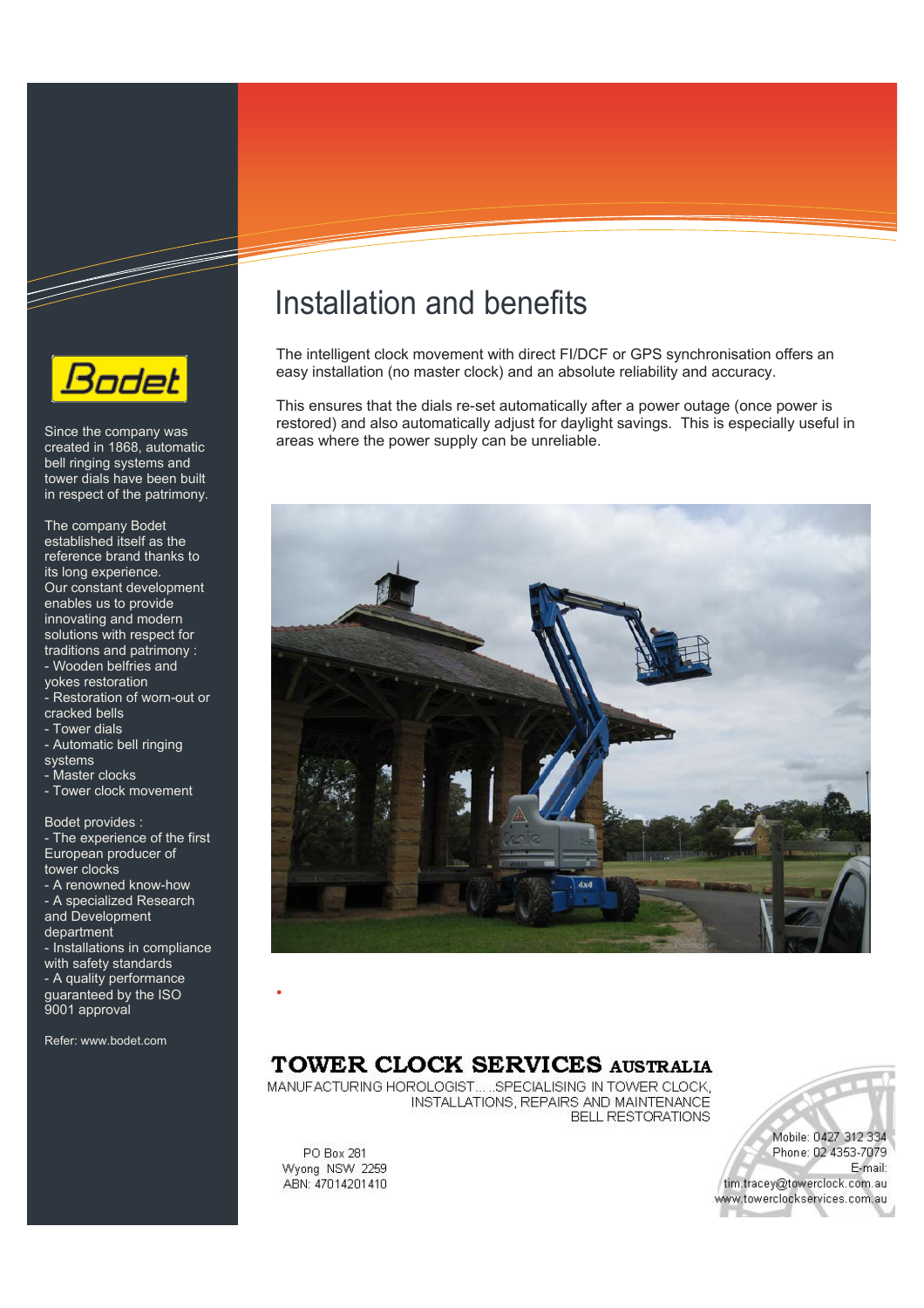# Installation and benefits

The intelligent clock movement with direct FI/DCF or GPS synchronisation offers an easy installation (no master clock) and an absolute reliability and accuracy.

This ensures that the dials re-set automatically after a power outage (once power is restored) and also automatically adjust for daylight savings. This is especially useful in areas where the power supply can be unreliable.

Bodet

Since the company was created in 1868, automatic bell ringing systems and tower dials have been built in respect of the patrimony.

The company Bodet established itself as the reference brand thanks to its long experience.
Our constant development enables us to provide innovating and modern solutions with respect for traditions and patrimony :
- Wooden belfries and yokes restoration
- Restoration of worn-out or cracked bells
- Tower dials
- Automatic bell ringing systems
- Master clocks
- Tower clock movement

Bodet provides :
- The experience of the first European producer of tower clocks
- A renowned know-how
- A specialized Research and Development department
- Installations in compliance with safety standards
- A quality performance guaranteed by the ISO 9001 approval

Refer: www.bodet.com

**TOWER CLOCK SERVICES AUSTRALIA**

MANUFACTURING HOROLOGIST.... .SPECIALISING IN TOWER CLOCK, INSTALLATIONS, REPAIRS AND MAINTENANCE BELL RESTORATIONS

PO Box 281
Wyong NSW 2259
ABN: 47014201410

Mobile: 0427 312 334
Phone: 02 4353-7079
E-mail:
tim.tracey@towerclock.com.au
www.towerclockservices.com.au